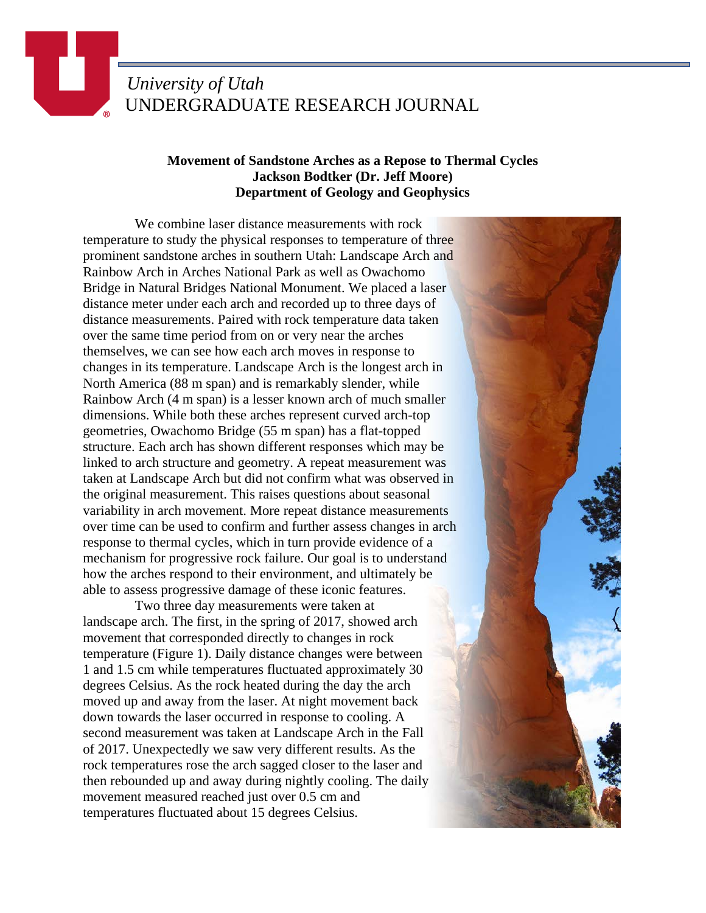*University of Utah*
UNDERGRADUATE RESEARCH JOURNAL

**Movement of Sandstone Arches as a Repose to Thermal Cycles**
**Jackson Bodtker (Dr. Jeff Moore)**
**Department of Geology and Geophysics**

We combine laser distance measurements with rock temperature to study the physical responses to temperature of three prominent sandstone arches in southern Utah: Landscape Arch and Rainbow Arch in Arches National Park as well as Owachomo Bridge in Natural Bridges National Monument. We placed a laser distance meter under each arch and recorded up to three days of distance measurements. Paired with rock temperature data taken over the same time period from on or very near the arches themselves, we can see how each arch moves in response to changes in its temperature. Landscape Arch is the longest arch in North America (88 m span) and is remarkably slender, while Rainbow Arch (4 m span) is a lesser known arch of much smaller dimensions. While both these arches represent curved arch-top geometries, Owachomo Bridge (55 m span) has a flat-topped structure. Each arch has shown different responses which may be linked to arch structure and geometry. A repeat measurement was taken at Landscape Arch but did not confirm what was observed in the original measurement. This raises questions about seasonal variability in arch movement. More repeat distance measurements over time can be used to confirm and further assess changes in arch response to thermal cycles, which in turn provide evidence of a mechanism for progressive rock failure. Our goal is to understand how the arches respond to their environment, and ultimately be able to assess progressive damage of these iconic features.

Two three day measurements were taken at landscape arch. The first, in the spring of 2017, showed arch movement that corresponded directly to changes in rock temperature (Figure 1). Daily distance changes were between 1 and 1.5 cm while temperatures fluctuated approximately 30 degrees Celsius. As the rock heated during the day the arch moved up and away from the laser. At night movement back down towards the laser occurred in response to cooling. A second measurement was taken at Landscape Arch in the Fall of 2017. Unexpectedly we saw very different results. As the rock temperatures rose the arch sagged closer to the laser and then rebounded up and away during nightly cooling. The daily movement measured reached just over 0.5 cm and temperatures fluctuated about 15 degrees Celsius.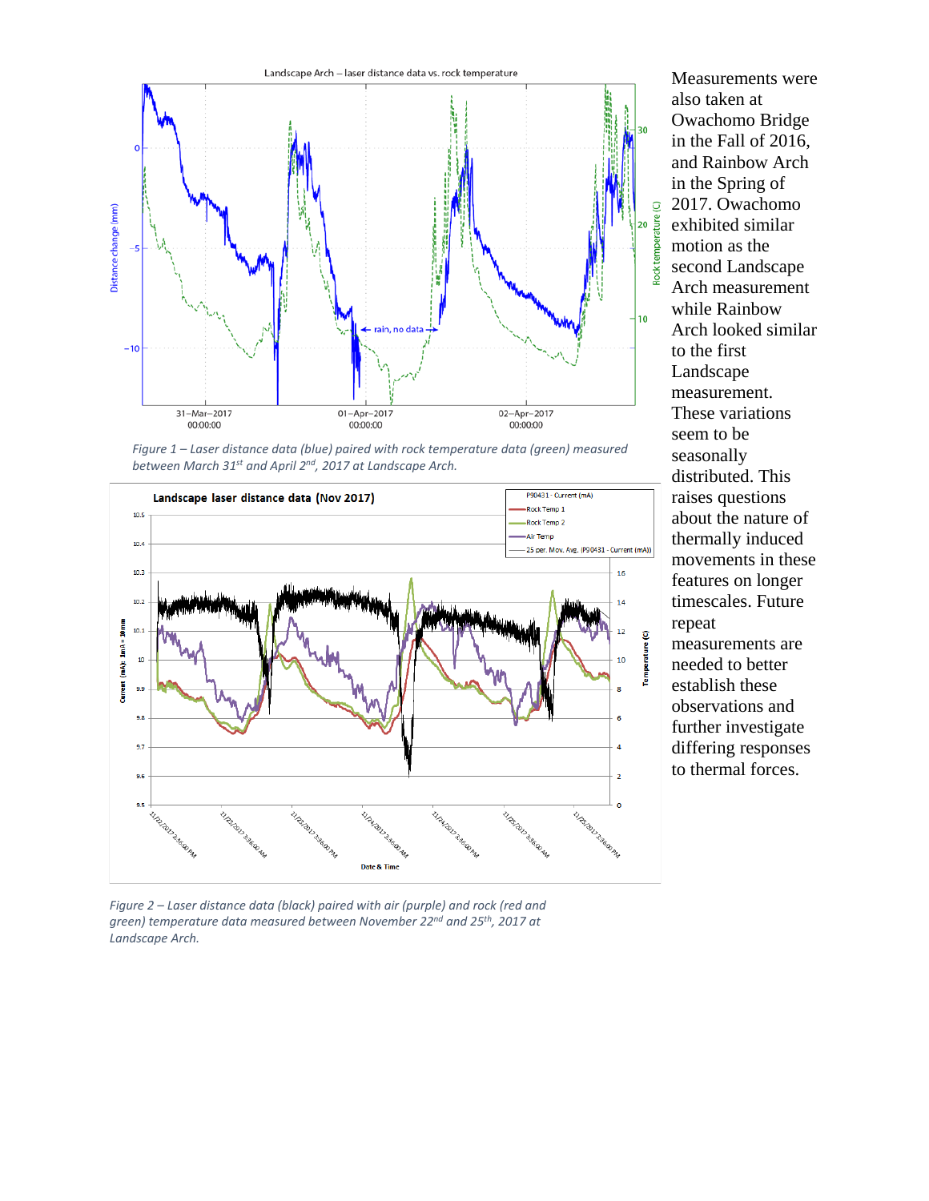Landscape Arch – laser distance data vs. rock temperature

Distance change (mm)

0
−5
−10

Rock temperature (C)

30
20
10

← rain, no data →

31−Mar−2017
00:00:00

01−Apr−2017
00:00:00

02−Apr−2017
00:00:00

*Figure 1 – Laser distance data (blue) paired with rock temperature data (green) measured between March 31st and April 2nd, 2017 at Landscape Arch.*

Landscape laser distance data (Nov 2017)

P90431 - Current (mA)
Rock Temp 1
Rock Temp 2
Air Temp
25 per. Mov. Avg. (P90431 - Current (mA))

Current (mA); 1mA = 10mm

10.5
10.4
10.3
10.2
10.1
10
9.9
9.8
9.7
9.6
9.5

Temperature (C)

16
14
12
10
8
6
4
2
0

11/22/2017 3:36:00 PM
11/23/2017 3:36:00 AM
11/23/2017 3:36:00 PM
11/24/2017 3:36:00 AM
11/24/2017 3:36:00 PM
11/25/2017 3:36:00 AM
11/25/2017 3:36:00 PM

Date & Time

*Figure 2 – Laser distance data (black) paired with air (purple) and rock (red and green) temperature data measured between November 22nd and 25th, 2017 at Landscape Arch.*

Measurements were also taken at Owachomo Bridge in the Fall of 2016, and Rainbow Arch in the Spring of 2017. Owachomo exhibited similar motion as the second Landscape Arch measurement while Rainbow Arch looked similar to the first Landscape measurement. These variations seem to be seasonally distributed. This raises questions about the nature of thermally induced movements in these features on longer timescales. Future repeat measurements are needed to better establish these observations and further investigate differing responses to thermal forces.